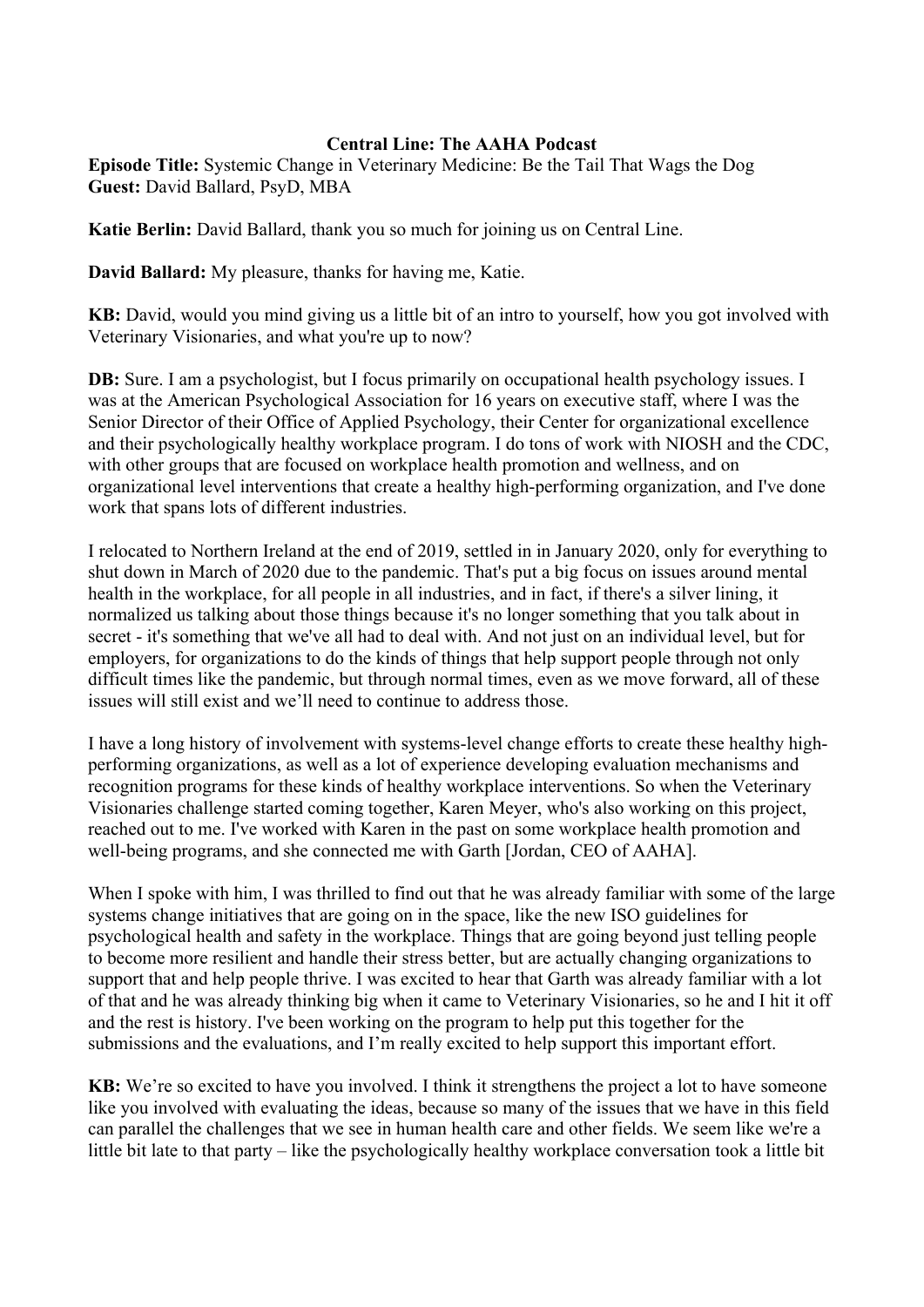**Central Line: The AAHA Podcast**

**Episode Title:** Systemic Change in Veterinary Medicine: Be the Tail That Wags the Dog

**Guest:** David Ballard, PsyD, MBA

**Katie Berlin:** David Ballard, thank you so much for joining us on Central Line.

**David Ballard:** My pleasure, thanks for having me, Katie.

**KB:** David, would you mind giving us a little bit of an intro to yourself, how you got involved with Veterinary Visionaries, and what you're up to now?

**DB:** Sure. I am a psychologist, but I focus primarily on occupational health psychology issues. I was at the American Psychological Association for 16 years on executive staff, where I was the Senior Director of their Office of Applied Psychology, their Center for organizational excellence and their psychologically healthy workplace program. I do tons of work with NIOSH and the CDC, with other groups that are focused on workplace health promotion and wellness, and on organizational level interventions that create a healthy high-performing organization, and I've done work that spans lots of different industries.

I relocated to Northern Ireland at the end of 2019, settled in in January 2020, only for everything to shut down in March of 2020 due to the pandemic. That's put a big focus on issues around mental health in the workplace, for all people in all industries, and in fact, if there's a silver lining, it normalized us talking about those things because it's no longer something that you talk about in secret - it's something that we've all had to deal with. And not just on an individual level, but for employers, for organizations to do the kinds of things that help support people through not only difficult times like the pandemic, but through normal times, even as we move forward, all of these issues will still exist and we'll need to continue to address those.

I have a long history of involvement with systems-level change efforts to create these healthy high-performing organizations, as well as a lot of experience developing evaluation mechanisms and recognition programs for these kinds of healthy workplace interventions. So when the Veterinary Visionaries challenge started coming together, Karen Meyer, who's also working on this project, reached out to me. I've worked with Karen in the past on some workplace health promotion and well-being programs, and she connected me with Garth [Jordan, CEO of AAHA].

When I spoke with him, I was thrilled to find out that he was already familiar with some of the large systems change initiatives that are going on in the space, like the new ISO guidelines for psychological health and safety in the workplace. Things that are going beyond just telling people to become more resilient and handle their stress better, but are actually changing organizations to support that and help people thrive. I was excited to hear that Garth was already familiar with a lot of that and he was already thinking big when it came to Veterinary Visionaries, so he and I hit it off and the rest is history. I've been working on the program to help put this together for the submissions and the evaluations, and I'm really excited to help support this important effort.

**KB:** We're so excited to have you involved. I think it strengthens the project a lot to have someone like you involved with evaluating the ideas, because so many of the issues that we have in this field can parallel the challenges that we see in human health care and other fields. We seem like we're a little bit late to that party – like the psychologically healthy workplace conversation took a little bit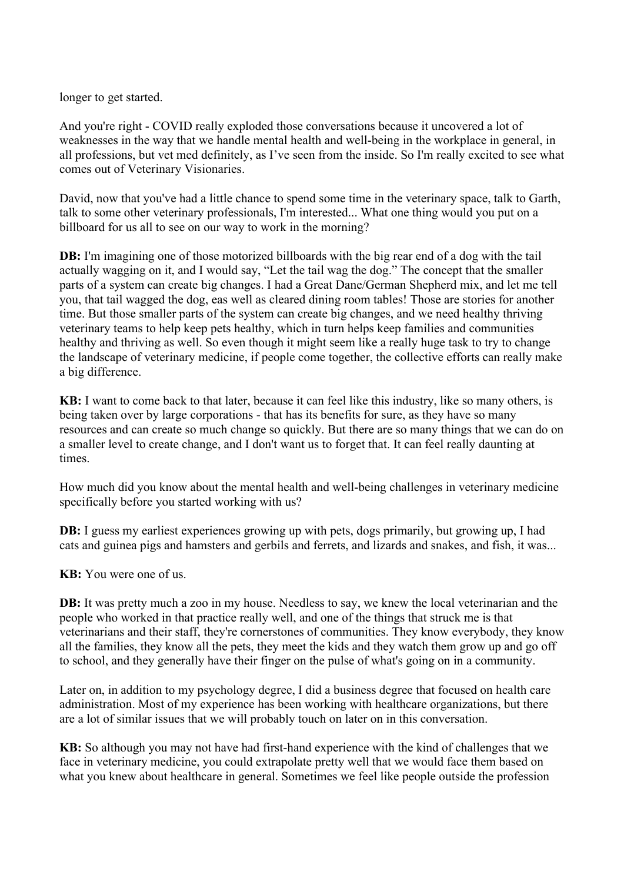longer to get started.

And you're right - COVID really exploded those conversations because it uncovered a lot of weaknesses in the way that we handle mental health and well-being in the workplace in general, in all professions, but vet med definitely, as I've seen from the inside. So I'm really excited to see what comes out of Veterinary Visionaries.

David, now that you've had a little chance to spend some time in the veterinary space, talk to Garth, talk to some other veterinary professionals, I'm interested... What one thing would you put on a billboard for us all to see on our way to work in the morning?

**DB:** I'm imagining one of those motorized billboards with the big rear end of a dog with the tail actually wagging on it, and I would say, "Let the tail wag the dog." The concept that the smaller parts of a system can create big changes. I had a Great Dane/German Shepherd mix, and let me tell you, that tail wagged the dog, eas well as cleared dining room tables! Those are stories for another time. But those smaller parts of the system can create big changes, and we need healthy thriving veterinary teams to help keep pets healthy, which in turn helps keep families and communities healthy and thriving as well. So even though it might seem like a really huge task to try to change the landscape of veterinary medicine, if people come together, the collective efforts can really make a big difference.

**KB:** I want to come back to that later, because it can feel like this industry, like so many others, is being taken over by large corporations - that has its benefits for sure, as they have so many resources and can create so much change so quickly. But there are so many things that we can do on a smaller level to create change, and I don't want us to forget that. It can feel really daunting at times.

How much did you know about the mental health and well-being challenges in veterinary medicine specifically before you started working with us?

**DB:** I guess my earliest experiences growing up with pets, dogs primarily, but growing up, I had cats and guinea pigs and hamsters and gerbils and ferrets, and lizards and snakes, and fish, it was...

**KB:** You were one of us.

**DB:** It was pretty much a zoo in my house. Needless to say, we knew the local veterinarian and the people who worked in that practice really well, and one of the things that struck me is that veterinarians and their staff, they're cornerstones of communities. They know everybody, they know all the families, they know all the pets, they meet the kids and they watch them grow up and go off to school, and they generally have their finger on the pulse of what's going on in a community.

Later on, in addition to my psychology degree, I did a business degree that focused on health care administration. Most of my experience has been working with healthcare organizations, but there are a lot of similar issues that we will probably touch on later on in this conversation.

**KB:** So although you may not have had first-hand experience with the kind of challenges that we face in veterinary medicine, you could extrapolate pretty well that we would face them based on what you knew about healthcare in general. Sometimes we feel like people outside the profession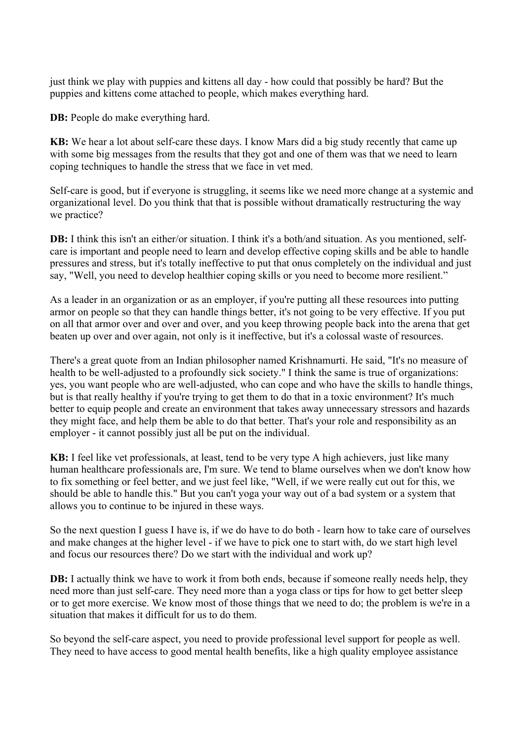just think we play with puppies and kittens all day - how could that possibly be hard? But the puppies and kittens come attached to people, which makes everything hard.

**DB:** People do make everything hard.

**KB:** We hear a lot about self-care these days. I know Mars did a big study recently that came up with some big messages from the results that they got and one of them was that we need to learn coping techniques to handle the stress that we face in vet med.

Self-care is good, but if everyone is struggling, it seems like we need more change at a systemic and organizational level. Do you think that that is possible without dramatically restructuring the way we practice?

**DB:** I think this isn't an either/or situation. I think it's a both/and situation. As you mentioned, self-care is important and people need to learn and develop effective coping skills and be able to handle pressures and stress, but it's totally ineffective to put that onus completely on the individual and just say, "Well, you need to develop healthier coping skills or you need to become more resilient."

As a leader in an organization or as an employer, if you're putting all these resources into putting armor on people so that they can handle things better, it's not going to be very effective. If you put on all that armor over and over and over, and you keep throwing people back into the arena that get beaten up over and over again, not only is it ineffective, but it's a colossal waste of resources.

There's a great quote from an Indian philosopher named Krishnamurti. He said, "It's no measure of health to be well-adjusted to a profoundly sick society." I think the same is true of organizations: yes, you want people who are well-adjusted, who can cope and who have the skills to handle things, but is that really healthy if you're trying to get them to do that in a toxic environment? It's much better to equip people and create an environment that takes away unnecessary stressors and hazards they might face, and help them be able to do that better. That's your role and responsibility as an employer - it cannot possibly just all be put on the individual.

**KB:** I feel like vet professionals, at least, tend to be very type A high achievers, just like many human healthcare professionals are, I'm sure. We tend to blame ourselves when we don't know how to fix something or feel better, and we just feel like, "Well, if we were really cut out for this, we should be able to handle this." But you can't yoga your way out of a bad system or a system that allows you to continue to be injured in these ways.

So the next question I guess I have is, if we do have to do both - learn how to take care of ourselves and make changes at the higher level - if we have to pick one to start with, do we start high level and focus our resources there? Do we start with the individual and work up?

**DB:** I actually think we have to work it from both ends, because if someone really needs help, they need more than just self-care. They need more than a yoga class or tips for how to get better sleep or to get more exercise. We know most of those things that we need to do; the problem is we're in a situation that makes it difficult for us to do them.

So beyond the self-care aspect, you need to provide professional level support for people as well. They need to have access to good mental health benefits, like a high quality employee assistance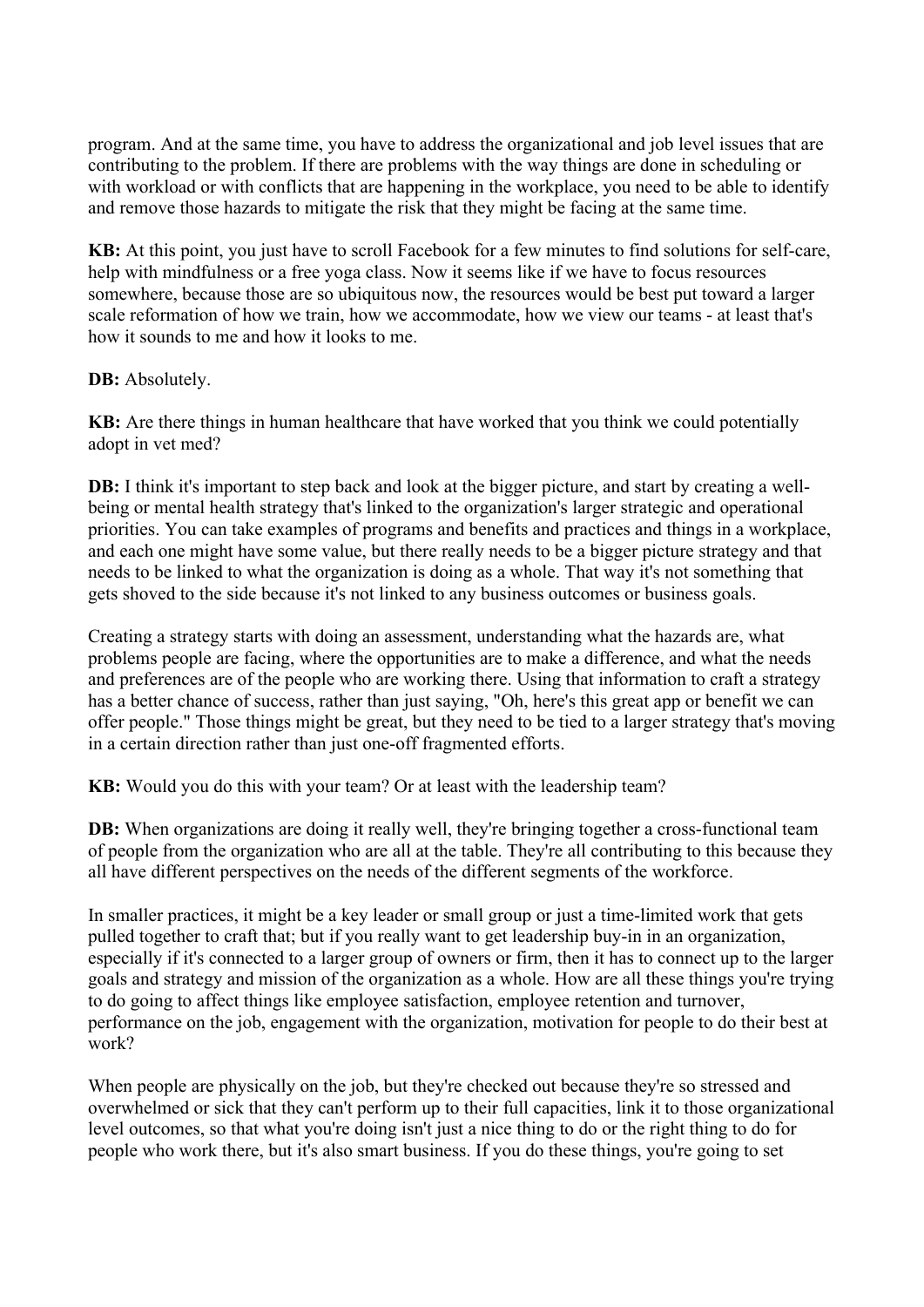program. And at the same time, you have to address the organizational and job level issues that are contributing to the problem. If there are problems with the way things are done in scheduling or with workload or with conflicts that are happening in the workplace, you need to be able to identify and remove those hazards to mitigate the risk that they might be facing at the same time.

**KB:** At this point, you just have to scroll Facebook for a few minutes to find solutions for self-care, help with mindfulness or a free yoga class. Now it seems like if we have to focus resources somewhere, because those are so ubiquitous now, the resources would be best put toward a larger scale reformation of how we train, how we accommodate, how we view our teams - at least that's how it sounds to me and how it looks to me.

**DB:** Absolutely.

**KB:** Are there things in human healthcare that have worked that you think we could potentially adopt in vet med?

**DB:** I think it's important to step back and look at the bigger picture, and start by creating a well-being or mental health strategy that's linked to the organization's larger strategic and operational priorities. You can take examples of programs and benefits and practices and things in a workplace, and each one might have some value, but there really needs to be a bigger picture strategy and that needs to be linked to what the organization is doing as a whole. That way it's not something that gets shoved to the side because it's not linked to any business outcomes or business goals.

Creating a strategy starts with doing an assessment, understanding what the hazards are, what problems people are facing, where the opportunities are to make a difference, and what the needs and preferences are of the people who are working there. Using that information to craft a strategy has a better chance of success, rather than just saying, "Oh, here's this great app or benefit we can offer people." Those things might be great, but they need to be tied to a larger strategy that's moving in a certain direction rather than just one-off fragmented efforts.

**KB:** Would you do this with your team? Or at least with the leadership team?

**DB:** When organizations are doing it really well, they're bringing together a cross-functional team of people from the organization who are all at the table. They're all contributing to this because they all have different perspectives on the needs of the different segments of the workforce.

In smaller practices, it might be a key leader or small group or just a time-limited work that gets pulled together to craft that; but if you really want to get leadership buy-in in an organization, especially if it's connected to a larger group of owners or firm, then it has to connect up to the larger goals and strategy and mission of the organization as a whole. How are all these things you're trying to do going to affect things like employee satisfaction, employee retention and turnover, performance on the job, engagement with the organization, motivation for people to do their best at work?

When people are physically on the job, but they're checked out because they're so stressed and overwhelmed or sick that they can't perform up to their full capacities, link it to those organizational level outcomes, so that what you're doing isn't just a nice thing to do or the right thing to do for people who work there, but it's also smart business. If you do these things, you're going to set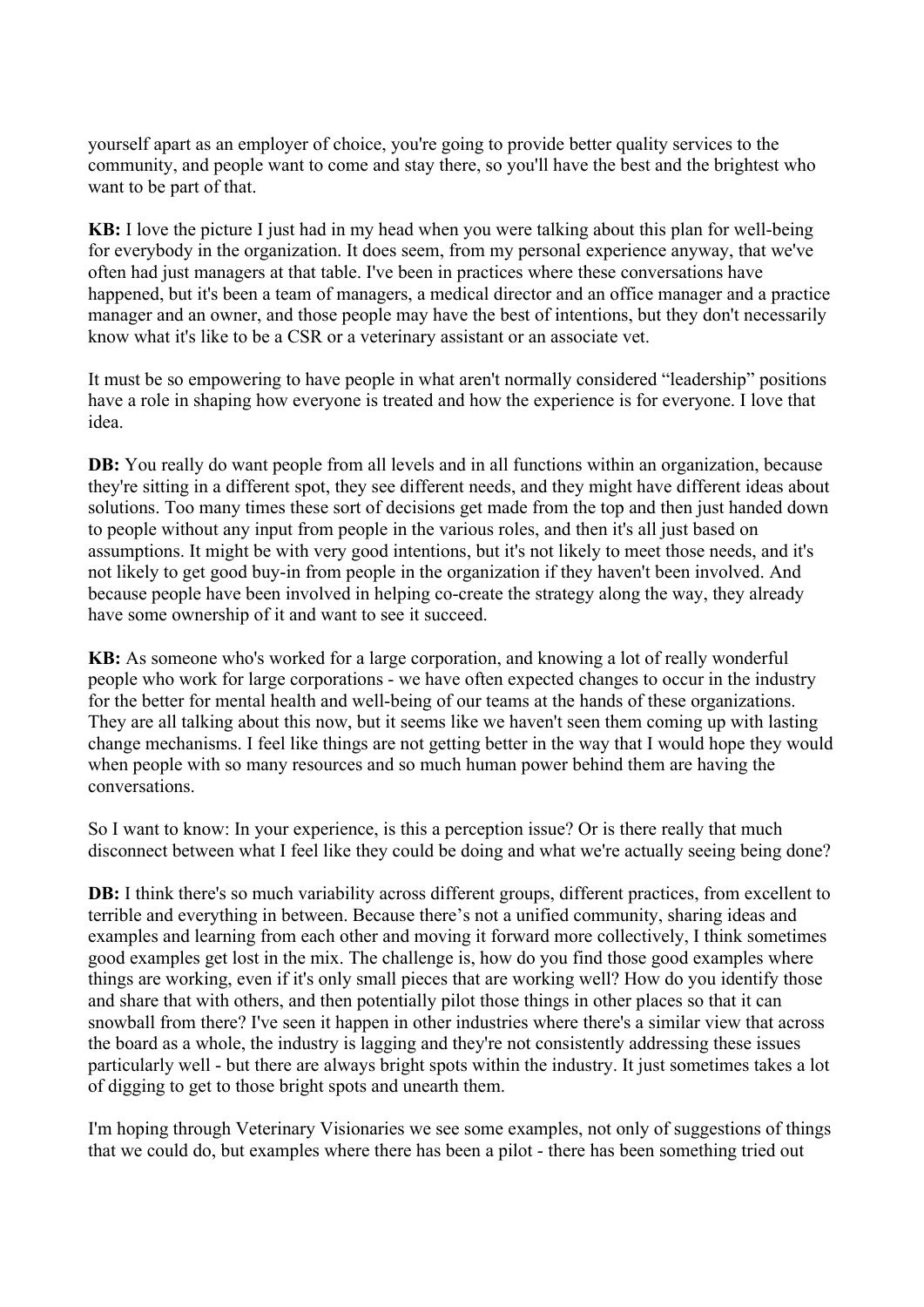yourself apart as an employer of choice, you're going to provide better quality services to the community, and people want to come and stay there, so you'll have the best and the brightest who want to be part of that.

**KB:** I love the picture I just had in my head when you were talking about this plan for well-being for everybody in the organization. It does seem, from my personal experience anyway, that we've often had just managers at that table. I've been in practices where these conversations have happened, but it's been a team of managers, a medical director and an office manager and a practice manager and an owner, and those people may have the best of intentions, but they don't necessarily know what it's like to be a CSR or a veterinary assistant or an associate vet.

It must be so empowering to have people in what aren't normally considered "leadership" positions have a role in shaping how everyone is treated and how the experience is for everyone. I love that idea.

**DB:** You really do want people from all levels and in all functions within an organization, because they're sitting in a different spot, they see different needs, and they might have different ideas about solutions. Too many times these sort of decisions get made from the top and then just handed down to people without any input from people in the various roles, and then it's all just based on assumptions. It might be with very good intentions, but it's not likely to meet those needs, and it's not likely to get good buy-in from people in the organization if they haven't been involved. And because people have been involved in helping co-create the strategy along the way, they already have some ownership of it and want to see it succeed.

**KB:** As someone who's worked for a large corporation, and knowing a lot of really wonderful people who work for large corporations - we have often expected changes to occur in the industry for the better for mental health and well-being of our teams at the hands of these organizations. They are all talking about this now, but it seems like we haven't seen them coming up with lasting change mechanisms. I feel like things are not getting better in the way that I would hope they would when people with so many resources and so much human power behind them are having the conversations.

So I want to know: In your experience, is this a perception issue? Or is there really that much disconnect between what I feel like they could be doing and what we're actually seeing being done?

**DB:** I think there's so much variability across different groups, different practices, from excellent to terrible and everything in between. Because there's not a unified community, sharing ideas and examples and learning from each other and moving it forward more collectively, I think sometimes good examples get lost in the mix. The challenge is, how do you find those good examples where things are working, even if it's only small pieces that are working well? How do you identify those and share that with others, and then potentially pilot those things in other places so that it can snowball from there? I've seen it happen in other industries where there's a similar view that across the board as a whole, the industry is lagging and they're not consistently addressing these issues particularly well - but there are always bright spots within the industry. It just sometimes takes a lot of digging to get to those bright spots and unearth them.

I'm hoping through Veterinary Visionaries we see some examples, not only of suggestions of things that we could do, but examples where there has been a pilot - there has been something tried out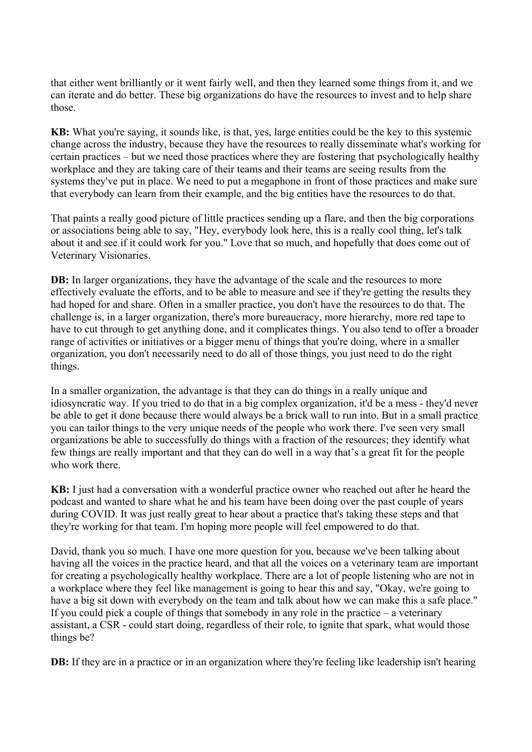that either went brilliantly or it went fairly well, and then they learned some things from it, and we can iterate and do better. These big organizations do have the resources to invest and to help share those.

**KB:** What you're saying, it sounds like, is that, yes, large entities could be the key to this systemic change across the industry, because they have the resources to really disseminate what's working for certain practices – but we need those practices where they are fostering that psychologically healthy workplace and they are taking care of their teams and their teams are seeing results from the systems they've put in place. We need to put a megaphone in front of those practices and make sure that everybody can learn from their example, and the big entities have the resources to do that.

That paints a really good picture of little practices sending up a flare, and then the big corporations or associations being able to say, "Hey, everybody look here, this is a really cool thing, let's talk about it and see if it could work for you." Love that so much, and hopefully that does come out of Veterinary Visionaries.

**DB:** In larger organizations, they have the advantage of the scale and the resources to more effectively evaluate the efforts, and to be able to measure and see if they're getting the results they had hoped for and share. Often in a smaller practice, you don't have the resources to do that. The challenge is, in a larger organization, there's more bureaucracy, more hierarchy, more red tape to have to cut through to get anything done, and it complicates things. You also tend to offer a broader range of activities or initiatives or a bigger menu of things that you're doing, where in a smaller organization, you don't necessarily need to do all of those things, you just need to do the right things.

In a smaller organization, the advantage is that they can do things in a really unique and idiosyncratic way. If you tried to do that in a big complex organization, it'd be a mess - they'd never be able to get it done because there would always be a brick wall to run into. But in a small practice you can tailor things to the very unique needs of the people who work there. I've seen very small organizations be able to successfully do things with a fraction of the resources; they identify what few things are really important and that they can do well in a way that's a great fit for the people who work there.

**KB:** I just had a conversation with a wonderful practice owner who reached out after he heard the podcast and wanted to share what he and his team have been doing over the past couple of years during COVID. It was just really great to hear about a practice that's taking these steps and that they're working for that team. I'm hoping more people will feel empowered to do that.

David, thank you so much. I have one more question for you, because we've been talking about having all the voices in the practice heard, and that all the voices on a veterinary team are important for creating a psychologically healthy workplace. There are a lot of people listening who are not in a workplace where they feel like management is going to hear this and say, "Okay, we're going to have a big sit down with everybody on the team and talk about how we can make this a safe place." If you could pick a couple of things that somebody in any role in the practice – a veterinary assistant, a CSR - could start doing, regardless of their role, to ignite that spark, what would those things be?

**DB:** If they are in a practice or in an organization where they're feeling like leadership isn't hearing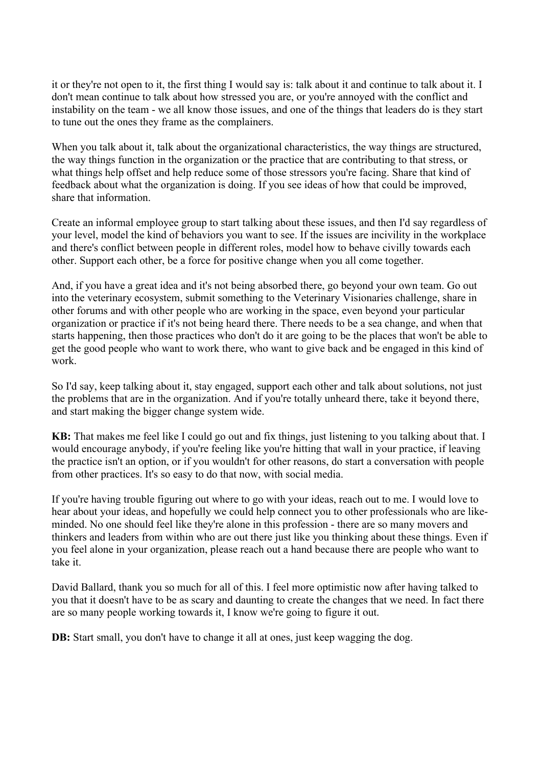it or they're not open to it, the first thing I would say is: talk about it and continue to talk about it. I don't mean continue to talk about how stressed you are, or you're annoyed with the conflict and instability on the team - we all know those issues, and one of the things that leaders do is they start to tune out the ones they frame as the complainers.

When you talk about it, talk about the organizational characteristics, the way things are structured, the way things function in the organization or the practice that are contributing to that stress, or what things help offset and help reduce some of those stressors you're facing. Share that kind of feedback about what the organization is doing. If you see ideas of how that could be improved, share that information.

Create an informal employee group to start talking about these issues, and then I'd say regardless of your level, model the kind of behaviors you want to see. If the issues are incivility in the workplace and there's conflict between people in different roles, model how to behave civilly towards each other. Support each other, be a force for positive change when you all come together.

And, if you have a great idea and it's not being absorbed there, go beyond your own team. Go out into the veterinary ecosystem, submit something to the Veterinary Visionaries challenge, share in other forums and with other people who are working in the space, even beyond your particular organization or practice if it's not being heard there. There needs to be a sea change, and when that starts happening, then those practices who don't do it are going to be the places that won't be able to get the good people who want to work there, who want to give back and be engaged in this kind of work.

So I'd say, keep talking about it, stay engaged, support each other and talk about solutions, not just the problems that are in the organization. And if you're totally unheard there, take it beyond there, and start making the bigger change system wide.

**KB:** That makes me feel like I could go out and fix things, just listening to you talking about that. I would encourage anybody, if you're feeling like you're hitting that wall in your practice, if leaving the practice isn't an option, or if you wouldn't for other reasons, do start a conversation with people from other practices. It's so easy to do that now, with social media.

If you're having trouble figuring out where to go with your ideas, reach out to me. I would love to hear about your ideas, and hopefully we could help connect you to other professionals who are like-minded. No one should feel like they're alone in this profession - there are so many movers and thinkers and leaders from within who are out there just like you thinking about these things. Even if you feel alone in your organization, please reach out a hand because there are people who want to take it.

David Ballard, thank you so much for all of this. I feel more optimistic now after having talked to you that it doesn't have to be as scary and daunting to create the changes that we need. In fact there are so many people working towards it, I know we're going to figure it out.

**DB:** Start small, you don't have to change it all at ones, just keep wagging the dog.